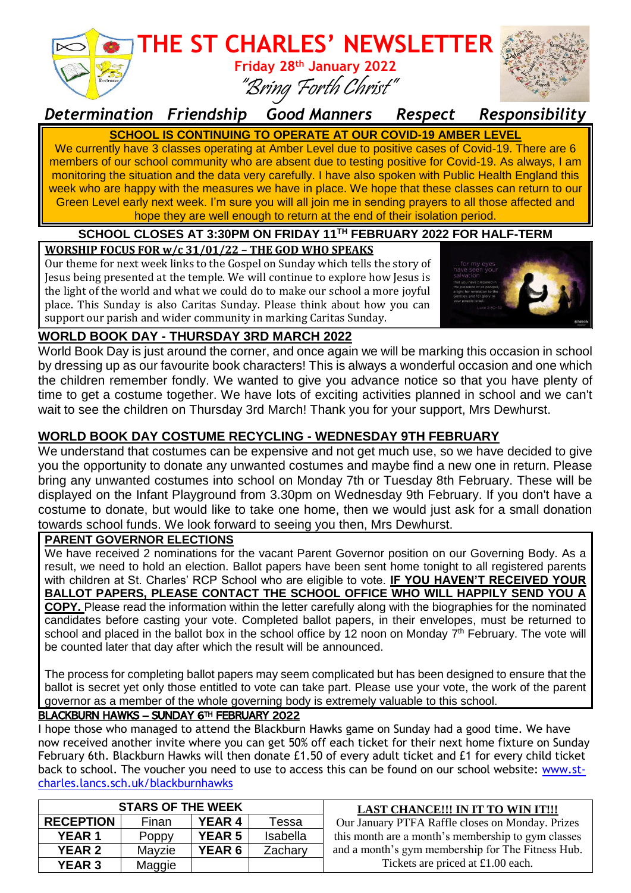# THE ST CHARLES' NEWSLETTER

**Friday 28th January 2022**

*"Bring Forth Christ"*

***Determination Friendship Good Manners Respect Responsibility***

**SCHOOL IS CONTINUING TO OPERATE AT OUR COVID-19 AMBER LEVEL**

We currently have 3 classes operating at Amber Level due to positive cases of Covid-19. There are 6 members of our school community who are absent due to testing positive for Covid-19. As always, I am monitoring the situation and the data very carefully. I have also spoken with Public Health England this week who are happy with the measures we have in place. We hope that these classes can return to our Green Level early next week. I'm sure you will all join me in sending prayers to all those affected and hope they are well enough to return at the end of their isolation period.

**SCHOOL CLOSES AT 3:30PM ON FRIDAY 11TH FEBRUARY 2022 FOR HALF-TERM**

## WORSHIP FOCUS FOR w/c 31/01/22 – THE GOD WHO SPEAKS

Our theme for next week links to the Gospel on Sunday which tells the story of Jesus being presented at the temple. We will continue to explore how Jesus is the light of the world and what we could do to make our school a more joyful place. This Sunday is also Caritas Sunday. Please think about how you can support our parish and wider community in marking Caritas Sunday.

## WORLD BOOK DAY - THURSDAY 3RD MARCH 2022

World Book Day is just around the corner, and once again we will be marking this occasion in school by dressing up as our favourite book characters! This is always a wonderful occasion and one which the children remember fondly. We wanted to give you advance notice so that you have plenty of time to get a costume together. We have lots of exciting activities planned in school and we can't wait to see the children on Thursday 3rd March! Thank you for your support, Mrs Dewhurst.

## WORLD BOOK DAY COSTUME RECYCLING - WEDNESDAY 9TH FEBRUARY

We understand that costumes can be expensive and not get much use, so we have decided to give you the opportunity to donate any unwanted costumes and maybe find a new one in return. Please bring any unwanted costumes into school on Monday 7th or Tuesday 8th February. These will be displayed on the Infant Playground from 3.30pm on Wednesday 9th February. If you don't have a costume to donate, but would like to take one home, then we would just ask for a small donation towards school funds. We look forward to seeing you then, Mrs Dewhurst.

## PARENT GOVERNOR ELECTIONS

We have received 2 nominations for the vacant Parent Governor position on our Governing Body. As a result, we need to hold an election. Ballot papers have been sent home tonight to all registered parents with children at St. Charles' RCP School who are eligible to vote. **IF YOU HAVEN'T RECEIVED YOUR BALLOT PAPERS, PLEASE CONTACT THE SCHOOL OFFICE WHO WILL HAPPILY SEND YOU A COPY.** Please read the information within the letter carefully along with the biographies for the nominated candidates before casting your vote. Completed ballot papers, in their envelopes, must be returned to school and placed in the ballot box in the school office by 12 noon on Monday 7th February. The vote will be counted later that day after which the result will be announced.

The process for completing ballot papers may seem complicated but has been designed to ensure that the ballot is secret yet only those entitled to vote can take part. Please use your vote, the work of the parent governor as a member of the whole governing body is extremely valuable to this school.

## BLACKBURN HAWKS – SUNDAY 6TH FEBRUARY 2022

I hope those who managed to attend the Blackburn Hawks game on Sunday had a good time. We have now received another invite where you can get 50% off each ticket for their next home fixture on Sunday February 6th. Blackburn Hawks will then donate £1.50 of every adult ticket and £1 for every child ticket back to school. The voucher you need to use to access this can be found on our school website: www.st-charles.lancs.sch.uk/blackburnhawks

| STARS OF THE WEEK | | | |
|---|---|---|---|
| **RECEPTION** | Finan | **YEAR 4** | Tessa |
| **YEAR 1** | Poppy | **YEAR 5** | Isabella |
| **YEAR 2** | Mayzie | **YEAR 6** | Zachary |
| **YEAR 3** | Maggie | | |

**LAST CHANCE!!! IN IT TO WIN IT!!!**

Our January PTFA Raffle closes on Monday. Prizes this month are a month's membership to gym classes and a month's gym membership for The Fitness Hub. Tickets are priced at £1.00 each.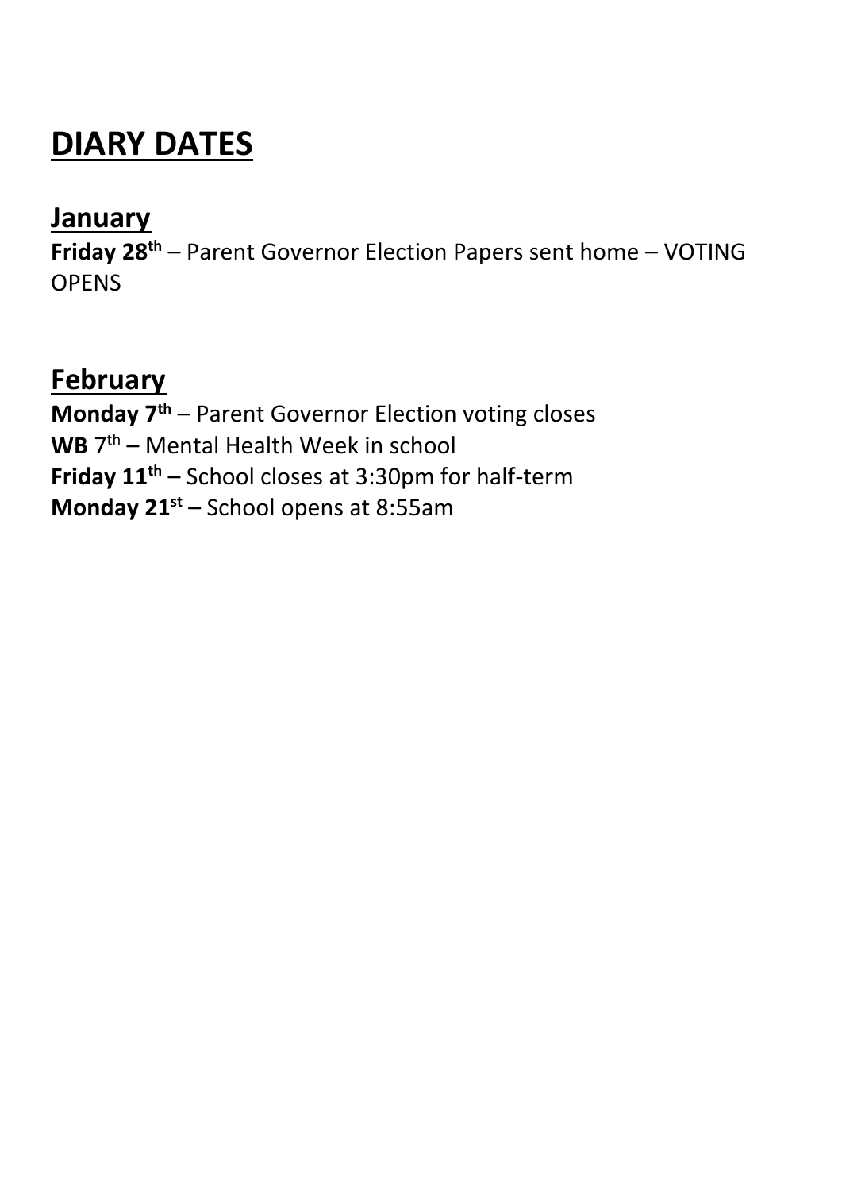# DIARY DATES

## January

**Friday 28th** – Parent Governor Election Papers sent home – VOTING OPENS

## February

**Monday 7th** – Parent Governor Election voting closes
**WB** 7th – Mental Health Week in school
**Friday 11th** – School closes at 3:30pm for half-term
**Monday 21st** – School opens at 8:55am